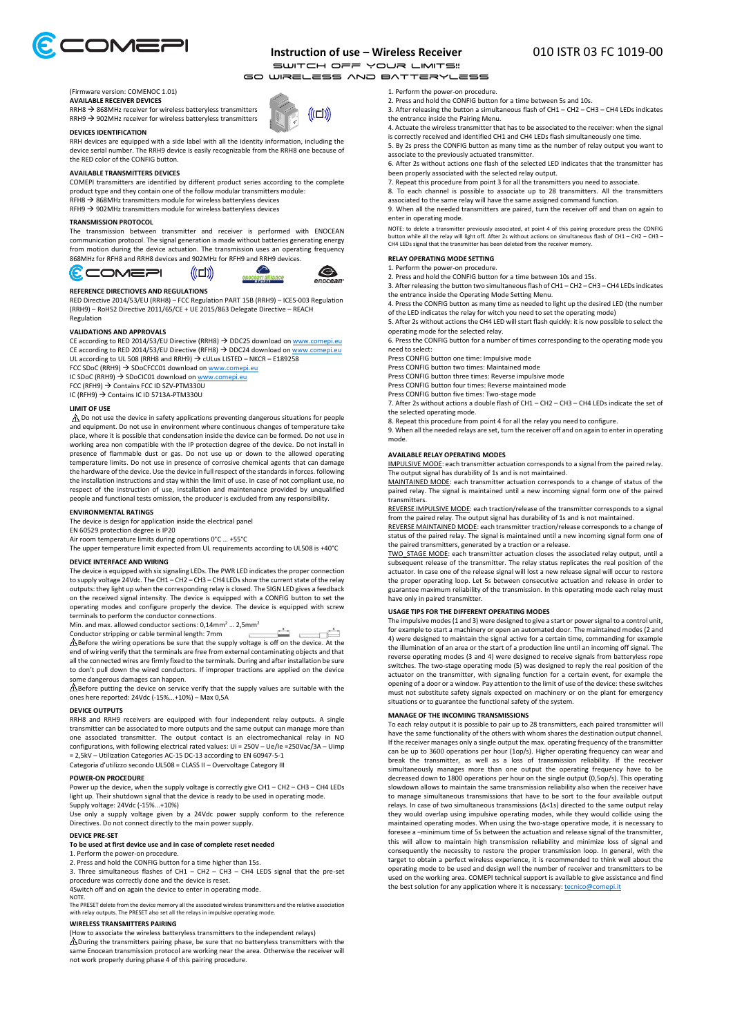# Instruction of use – Wireless Receiver

010 ISTR 03 FC 1019-00

SWITCH OFF YOUR LIMITS!!
GO WIRELESS AND BATTERYLESS

(Firmware version: COMENOC 1.01)

**AVAILABLE RECEIVER DEVICES**

RRH8 → 868MHz receiver for wireless batteryless transmitters
RRH9 → 902MHz receiver for wireless batteryless transmitters

**DEVICES IDENTIFICATION**

RRH devices are equipped with a side label with all the identity information, including the device serial number. The RRH9 device is easily recognizable from the RRH8 one because of the RED color of the CONFIG button.

**AVAILABLE TRANSMITTERS DEVICES**

COMEPI transmitters are identified by different product series according to the complete product type and they contain one of the follow modular transmitters module:
RFH8 → 868MHz transmitters module for wireless batteryless devices
RFH9 → 902MHz transmitters module for wireless batteryless devices

**TRANSMISSION PROTOCOL**

The transmission between transmitter and receiver is performed with ENOCEAN communication protocol. The signal generation is made without batteries generating energy from motion during the device actuation. The transmission uses an operating frequency 868MHz for RFH8 and RRH8 devices and 902MHz for RFH9 and RRH9 devices.

**REFERENCE DIRECTIOVES AND REGULATIONS**

RED Directive 2014/53/EU (RRH8) – FCC Regulation PART 15B (RRH9) – ICES-003 Regulation (RRH9) – RoHS2 Directive 2011/65/CE + UE 2015/863 Delegate Directive – REACH Regulation

**VALIDATIONS AND APPROVALS**

CE according to RED 2014/53/EU Directive (RRH8) → DDC25 download on www.comepi.eu
CE according to RED 2014/53/EU Directive (RFH8) → DDC24 download on www.comepi.eu
UL according to UL 508 (RRH8 and RRH9) → cULus LISTED – NKCR – E189258
FCC SDoC (RRH9) → SDoCFCC01 download on www.comepi.eu
IC SDoC (RRH9) → SDoCIC01 download on www.comepi.eu
FCC (RFH9) → Contains FCC ID SZV-PTM330U
IC (RFH9) → Contains IC ID 5713A-PTM330U

**LIMIT OF USE**

⚠ Do not use the device in safety applications preventing dangerous situations for people and equipment. Do not use in environment where continuous changes of temperature take place, where it is possible that condensation inside the device can be formed. Do not use in working area non compatible with the IP protection degree of the device. Do not install in presence of flammable dust or gas. Do not use up or down to the allowed operating temperature limits. Do not use in presence of corrosive chemical agents that can damage the hardware of the device. Use the device in full respect of the standards in forces. following the installation instructions and stay within the limit of use. In case of not compliant use, no respect of the instruction of use, installation and maintenance provided by unqualified people and functional tests omission, the producer is excluded from any responsibility.

**ENVIRONMENTAL RATINGS**

The device is design for application inside the electrical panel
EN 60529 protection degree is IP20
Air room temperature limits during operations 0°C … +55°C
The upper temperature limit expected from UL requirements according to UL508 is +40°C

**DEVICE INTERFACE AND WIRING**

The device is equipped with six signaling LEDs. The PWR LED indicates the proper connection to supply voltage 24Vdc. The CH1 – CH2 – CH3 – CH4 LEDs show the current state of the relay outputs: they light up when the corresponding relay is closed. The SIGN LED gives a feedback on the received signal intensity. The device is equipped with a CONFIG button to set the operating modes and configure properly the device. The device is equipped with screw terminals to perform the conductor connections.
Min. and max. allowed conductor sections: 0,14mm$^2$ … 2,5mm$^2$
Conductor stripping or cable terminal length: 7mm

⚠ Before the wiring operations be sure that the supply voltage is off on the device. At the end of wiring verify that the terminals are free from external contaminating objects and that all the connected wires are firmly fixed to the terminals. During and after installation be sure to don't pull down the wired conductors. If improper tractions are applied on the device some dangerous damages can happen.

⚠ Before putting the device on service verify that the supply values are suitable with the ones here reported: 24Vdc (-15%...+10%) – Max 0,5A

**DEVICE OUTPUTS**

RRH8 and RRH9 receivers are equipped with four independent relay outputs. A single transmitter can be associated to more outputs and the same output can manage more than one associated transmitter. The output contact is an electromechanical relay in NO configurations, with following electrical rated values: Ui = 250V – Ue/Ie =250Vac/3A – Uimp = 2,5kV – Utilization Categories AC-15 DC-13 according to EN 60947-5-1
Categoria d'utilizzo secondo UL508 = CLASS II – Overvoltage Category III

**POWER-ON PROCEDURE**

Power up the device, when the supply voltage is correctly give CH1 – CH2 – CH3 – CH4 LEDs light up. Their shutdown signal that the device is ready to be used in operating mode.
Supply voltage: 24Vdc (-15%...+10%)
Use only a supply voltage given by a 24Vdc power supply conform to the reference Directives. Do not connect directly to the main power supply.

**DEVICE PRE-SET**

**To be used at first device use and in case of complete reset needed**

1. Perform the power-on procedure.
2. Press and hold the CONFIG button for a time higher than 15s.
3. Three simultaneous flashes of CH1 – CH2 – CH3 – CH4 LEDS signal that the pre-set procedure was correctly done and the device is reset.

4Switch off and on again the device to enter in operating mode.

NOTE.
The PRESET delete from the device memory all the associated wireless transmitters and the relative association with relay outputs. The PRESET also set all the relays in impulsive operating mode.

**WIRELESS TRANSMITTERS PAIRING**

(How to associate the wireless batteryless transmitters to the independent relays)

⚠ During the transmitters pairing phase, be sure that no batteryless transmitters with the same Enocean transmission protocol are working near the area. Otherwise the receiver will not work properly during phase 4 of this pairing procedure.

1. Perform the power-on procedure.
2. Press and hold the CONFIG button for a time between 5s and 10s.
3. After releasing the button a simultaneous flash of CH1 – CH2 – CH3 – CH4 LEDs indicates the entrance inside the Pairing Menu.
4. Actuate the wireless transmitter that has to be associated to the receiver: when the signal is correctly received and identified CH1 and CH4 LEDs flash simultaneously one time.
5. By 2s press the CONFIG button as many time as the number of relay output you want to associate to the previously actuated transmitter.
6. After 2s without actions one flash of the selected LED indicates that the transmitter has been properly associated with the selected relay output.
7. Repeat this procedure from point 3 for all the transmitters you need to associate.
8. To each channel is possible to associate up to 28 transmitters. All the transmitters associated to the same relay will have the same assigned command function.
9. When all the needed transmitters are paired, turn the receiver off and than on again to enter in operating mode.

NOTE: to delete a transmitter previously associated, at point 4 of this pairing procedure press the CONFIG button while all the relay will light off. After 2s without actions on simultaneous flash of CH1 – CH2 – CH3 – CH4 LEDs signal that the transmitter has been deleted from the receiver memory.

**RELAY OPERATING MODE SETTING**

1. Perform the power-on procedure.
2. Press and hold the CONFIG button for a time between 10s and 15s.
3. After releasing the button two simultaneous flash of CH1 – CH2 – CH3 – CH4 LEDs indicates the entrance inside the Operating Mode Setting Menu.
4. Press the CONFIG button as many times as needed to light up the desired LED (the number of the LED indicates the relay for witch you need to set the operating mode)
5. After 2s without actions the CH4 LED will start flash quickly: it is now possible to select the operating mode for the selected relay.
6. Press the CONFIG button for a number of times corresponding to the operating mode you need to select:

Press CONFIG button one time: Impulsive mode
Press CONFIG button two times: Maintained mode
Press CONFIG button three times: Reverse impulsive mode
Press CONFIG button four times: Reverse maintained mode
Press CONFIG button five times: Two-stage mode

7. After 2s without actions a double flash of CH1 – CH2 – CH3 – CH4 LEDs indicate the set of the selected operating mode.
8. Repeat this procedure from point 4 for all the relay you need to configure.
9. When all the needed relays are set, turn the receiver off and on again to enter in operating mode.

**AVAILABLE RELAY OPERATING MODES**

IMPULSIVE MODE: each transmitter actuation corresponds to a signal from the paired relay. The output signal has durability of 1s and is not maintained.
MAINTAINED MODE: each transmitter actuation corresponds to a change of status of the paired relay. The signal is maintained until a new incoming signal form one of the paired transmitters.
REVERSE IMPULSIVE MODE: each traction/release of the transmitter corresponds to a signal from the paired relay. The output signal has durability of 1s and is not maintained.
REVERSE MAINTAINED MODE: each transmitter traction/release corresponds to a change of status of the paired relay. The signal is maintained until a new incoming signal form one of the paired transmitters, generated by a traction or a release.
TWO_STAGE MODE: each transmitter actuation closes the associated relay output, until a subsequent release of the transmitter. The relay status replicates the real position of the actuator. In case one of the release signal will lost a new release signal will occur to restore the proper operating loop. Let 5s between consecutive actuation and release in order to guarantee maximum reliability of the transmission. In this operating mode each relay must have only in paired transmitter.

**USAGE TIPS FOR THE DIFFERENT OPERATING MODES**

The impulsive modes (1 and 3) were designed to give a start or power signal to a control unit, for example to start a machinery or open an automated door. The maintained modes (2 and 4) were designed to maintain the signal active for a certain time, commanding for example the illumination of an area or the start of a production line until an incoming off signal. The reverse operating modes (3 and 4) were designed to receive signals from batteryless rope switches. The two-stage operating mode (5) was designed to reply the real position of the actuator on the transmitter, with signaling function for a certain event, for example the opening of a door or a window. Pay attention to the limit of use of the device: these switches must not substitute safety signals expected on machinery or on the plant for emergency situations or to guarantee the functional safety of the system.

**MANAGE OF THE INCOMING TRANSMISSIONS**

To each relay output it is possible to pair up to 28 transmitters, each paired transmitter will have the same functionality of the others with whom shares the destination output channel. If the receiver manages only a single output the max. operating frequency of the transmitter can be up to 3600 operations per hour (1op/s). Higher operating frequency can wear and break the transmitter, as well as a loss of transmission reliability. If the receiver simultaneously manages more than one output the operating frequency have to be decreased down to 1800 operations per hour on the single output (0,5op/s). This operating slowdown allows to maintain the same transmission reliability also when the receiver have to manage simultaneous transmissions that have to be sort to the four available output relays. In case of two simultaneous transmissions (Δ<1s) directed to the same output relay they would overlap using impulsive operating modes, while they would collide using the maintained operating modes. When using the two-stage operative mode, it is necessary to foresee a –minimum time of 5s between the actuation and release signal of the transmitter, this will allow to maintain high transmission reliability and minimize loss of signal and consequently the necessity to restore the proper transmission loop. In general, with the target to obtain a perfect wireless experience, it is recommended to think well about the operating mode to be used and design well the number of receiver and transmitters to be used on the working area. COMEPI technical support is available to give assistance and find the best solution for any application where it is necessary: tecnico@comepi.it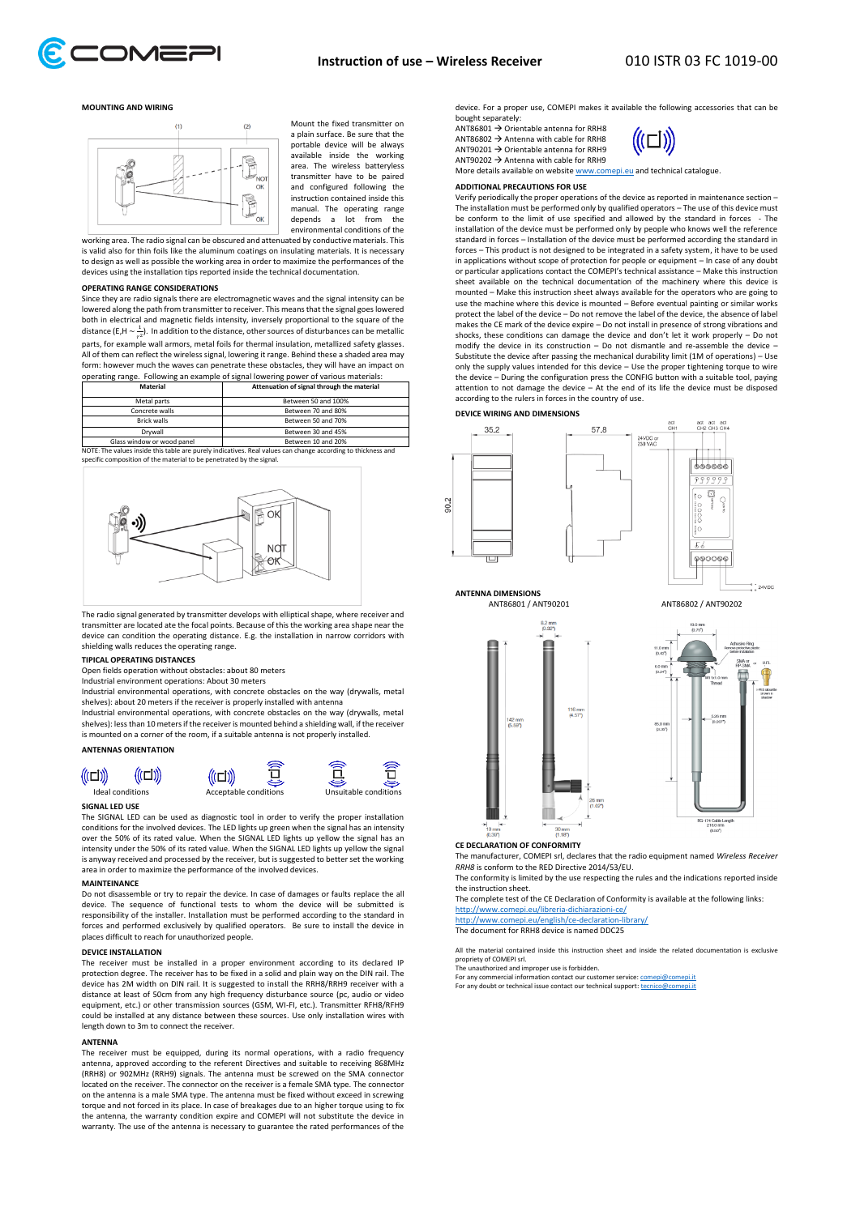# Instruction of use – Wireless Receiver

010 ISTR 03 FC 1019-00

## MOUNTING AND WIRING

Mount the fixed transmitter on a plain surface. Be sure that the portable device will be always available inside the working area. The wireless batteryless transmitter have to be paired and configured following the instruction contained inside this manual. The operating range depends a lot from the environmental conditions of the working area. The radio signal can be obscured and attenuated by conductive materials. This is valid also for thin foils like the aluminum coatings on insulating materials. It is necessary to design as well as possible the working area in order to maximize the performances of the devices using the installation tips reported inside the technical documentation.

## OPERATING RANGE CONSIDERATIONS

Since they are radio signals there are electromagnetic waves and the signal intensity can be lowered along the path from transmitter to receiver. This means that the signal goes lowered both in electrical and magnetic fields intensity, inversely proportional to the square of the distance ($E,H \sim \frac{1}{r^2}$). In addition to the distance, other sources of disturbances can be metallic parts, for example wall armors, metal foils for thermal insulation, metallized safety glasses. All of them can reflect the wireless signal, lowering it range. Behind these a shaded area may form: however much the waves can penetrate these obstacles, they will have an impact on operating range. Following an example of signal lowering power of various materials:

| Material | Attenuation of signal through the material |
|---|---|
| Metal parts | Between 50 and 100% |
| Concrete walls | Between 70 and 80% |
| Brick walls | Between 50 and 70% |
| Drywall | Between 30 and 45% |
| Glass window or wood panel | Between 10 and 20% |

NOTE: The values inside this table are purely indicatives. Real values can change according to thickness and specific composition of the material to be penetrated by the signal.

OK

NOT OK

The radio signal generated by transmitter develops with elliptical shape, where receiver and transmitter are located ate the focal points. Because of this the working area shape near the device can condition the operating distance. E.g. the installation in narrow corridors with shielding walls reduces the operating range.

## TIPICAL OPERATING DISTANCES

Open fields operation without obstacles: about 80 meters

Industrial environment operations: About 30 meters

Industrial environmental operations, with concrete obstacles on the way (drywalls, metal shelves): about 20 meters if the receiver is properly installed with antenna

Industrial environmental operations, with concrete obstacles on the way (drywalls, metal shelves): less than 10 meters if the receiver is mounted behind a shielding wall, if the receiver is mounted on a corner of the room, if a suitable antenna is not properly installed.

## ANTENNAS ORIENTATION

Ideal conditions — Acceptable conditions — Unsuitable conditions

## SIGNAL LED USE

The SIGNAL LED can be used as diagnostic tool in order to verify the proper installation conditions for the involved devices. The LED lights up green when the signal has an intensity over the 50% of its rated value. When the SIGNAL LED lights up yellow the signal has an intensity under the 50% of its rated value. When the SIGNAL LED lights up yellow the signal is anyway received and processed by the receiver, but is suggested to better set the working area in order to maximize the performance of the involved devices.

## MAINTEINANCE

Do not disassemble or try to repair the device. In case of damages or faults replace the all device. The sequence of functional tests to whom the device will be submitted is responsibility of the installer. Installation must be performed according to the standard in forces and performed exclusively by qualified operators. Be sure to install the device in places difficult to reach for unauthorized people.

## DEVICE INSTALLATION

The receiver must be installed in a proper environment according to its declared IP protection degree. The receiver has to be fixed in a solid and plain way on the DIN rail. The device has 2M width on DIN rail. It is suggested to install the RRH8/RRH9 receiver with a distance at least of 50cm from any high frequency disturbance source (pc, audio or video equipment, etc.) or other transmission sources (GSM, WI-FI, etc.). Transmitter RFH8/RFH9 could be installed at any distance between these sources. Use only installation wires with length down to 3m to connect the receiver.

## ANTENNA

The receiver must be equipped, during its normal operations, with a radio frequency antenna, approved according to the referent Directives and suitable to receiving 868MHz (RRH8) or 902MHz (RRH9) signals. The antenna must be screwed on the SMA connector located on the receiver. The connector on the receiver is a female SMA type. The connector on the antenna is a male SMA type. The antenna must be fixed without exceed in screwing torque and not forced in its place. In case of breakages due to an higher torque using to fix the antenna, the warranty condition expire and COMEPI will not substitute the device in warranty. The use of the antenna is necessary to guarantee the rated performances of the device. For a proper use, COMEPI makes it available the following accessories that can be bought separately:

ANT86801 → Orientable antenna for RRH8
ANT86802 → Antenna with cable for RRH8
ANT90201 → Orientable antenna for RRH9
ANT90202 → Antenna with cable for RRH9

More details available on website www.comepi.eu and technical catalogue.

## ADDITIONAL PRECAUTIONS FOR USE

Verify periodically the proper operations of the device as reported in maintenance section – The installation must be performed only by qualified operators – The use of this device must be conform to the limit of use specified and allowed by the standard in forces - The installation of the device must be performed only by people who knows well the reference standard in forces – Installation of the device must be performed according the standard in forces – This product is not designed to be integrated in a safety system, it have to be used in applications without scope of protection for people or equipment – In case of any doubt or particular applications contact the COMEPI's technical assistance – Make this instruction sheet available on the technical documentation of the machinery where this device is mounted – Make this instruction sheet always available for the operators who are going to use the machine where this device is mounted – Before eventual painting or similar works protect the label of the device – Do not remove the label of the device, the absence of label makes the CE mark of the device expire – Do not install in presence of strong vibrations and shocks, these conditions can damage the device and don't let it work properly – Do not modify the device in its construction – Do not dismantle and re-assemble the device – Substitute the device after passing the mechanical durability limit (1M of operations) – Use only the supply values intended for this device – Use the proper tightening torque to wire the device – During the configuration press the CONFIG button with a suitable tool, paying attention to not damage the device – At the end of its life the device must be disposed according to the rulers in forces in the country of use.

## DEVICE WIRING AND DIMENSIONS

35.2

57.8

90.2

24VDC or 230 VAC

ac/ CH1

ac/ ac/ ac/ CH2 CH3 CH4

24VDC

## ANTENNA DIMENSIONS

ANT86801 / ANT90201

ANT86802 / ANT90202

## CE DECLARATION OF CONFORMITY

The manufacturer, COMEPI srl, declares that the radio equipment named *Wireless Receiver RRH8* is conform to the RED Directive 2014/53/EU.

The conformity is limited by the use respecting the rules and the indications reported inside the instruction sheet.

The complete test of the CE Declaration of Conformity is available at the following links:

http://www.comepi.eu/libreria-dichiarazioni-ce/

http://www.comepi.eu/english/ce-declaration-library/

The document for RRH8 device is named DDC25

All the material contained inside this instruction sheet and inside the related documentation is exclusive propriety of COMEPI srl.

The unauthorized and improper use is forbidden.

For any commercial information contact our customer service: comepi@comepi.it

For any doubt or technical issue contact our technical support: tecnico@comepi.it